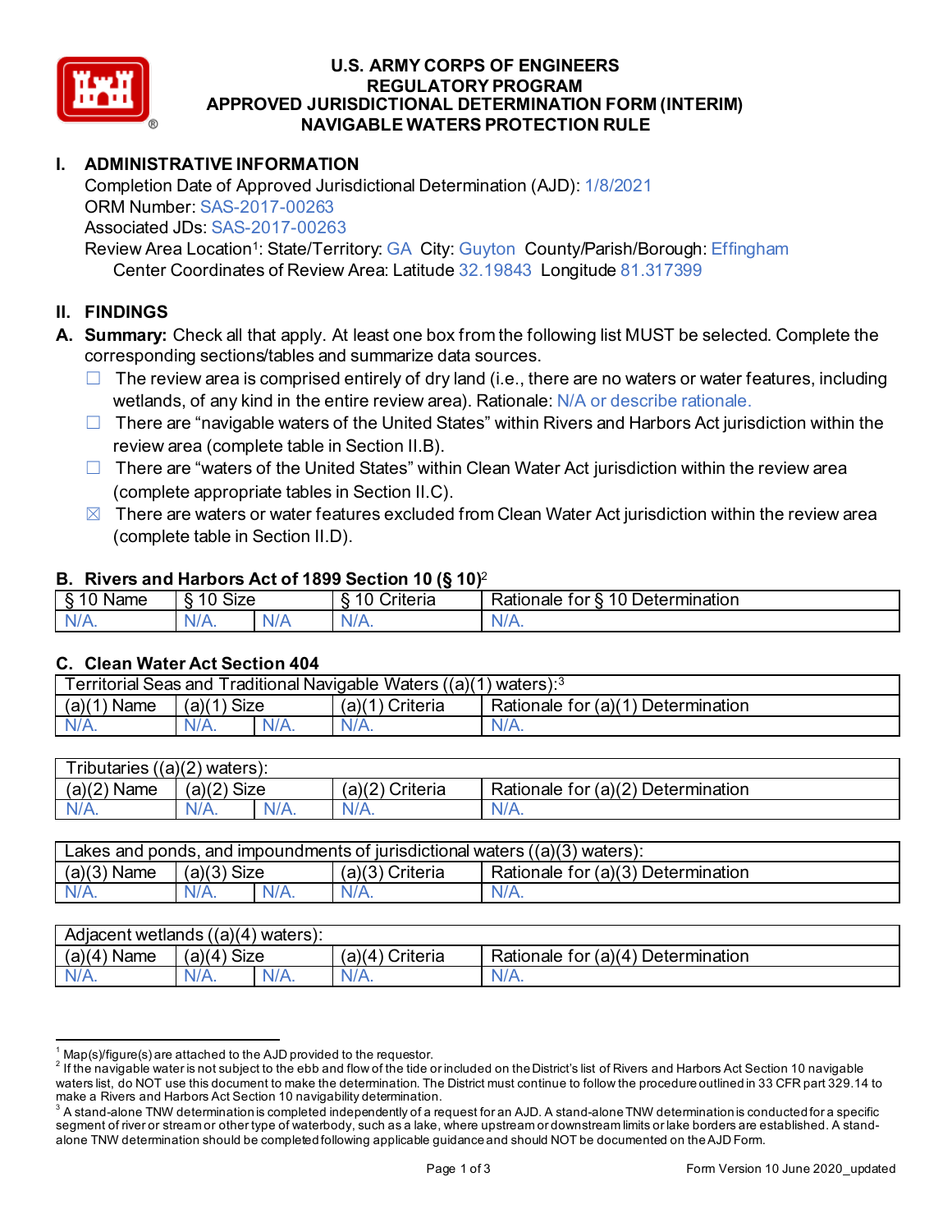# U.S. ARMY CORPS OF ENGINEERS
# REGULATORY PROGRAM
# APPROVED JURISDICTIONAL DETERMINATION FORM (INTERIM)
# NAVIGABLE WATERS PROTECTION RULE

## I. ADMINISTRATIVE INFORMATION

Completion Date of Approved Jurisdictional Determination (AJD): 1/8/2021
ORM Number: SAS-2017-00263
Associated JDs: SAS-2017-00263
Review Area Location[1]: State/Territory: GA City: Guyton County/Parish/Borough: Effingham
Center Coordinates of Review Area: Latitude 32.19843 Longitude 81.317399

## II. FINDINGS

**A. Summary:** Check all that apply. At least one box from the following list MUST be selected. Complete the corresponding sections/tables and summarize data sources.

- ☐ The review area is comprised entirely of dry land (i.e., there are no waters or water features, including wetlands, of any kind in the entire review area). Rationale: N/A or describe rationale.
- ☐ There are "navigable waters of the United States" within Rivers and Harbors Act jurisdiction within the review area (complete table in Section II.B).
- ☐ There are "waters of the United States" within Clean Water Act jurisdiction within the review area (complete appropriate tables in Section II.C).
- ☒ There are waters or water features excluded from Clean Water Act jurisdiction within the review area (complete table in Section II.D).

### B. Rivers and Harbors Act of 1899 Section 10 (§ 10)[2]

| § 10 Name | § 10 Size | | § 10 Criteria | Rationale for § 10 Determination |
|---|---|---|---|---|
| N/A. | N/A. | N/A | N/A. | N/A. |

### C. Clean Water Act Section 404

| Territorial Seas and Traditional Navigable Waters ((a)(1) waters):[3] | | | | |
|---|---|---|---|---|
| (a)(1) Name | (a)(1) Size | | (a)(1) Criteria | Rationale for (a)(1) Determination |
| N/A. | N/A. | N/A. | N/A. | N/A. |

| Tributaries ((a)(2) waters): | | | | |
|---|---|---|---|---|
| (a)(2) Name | (a)(2) Size | | (a)(2) Criteria | Rationale for (a)(2) Determination |
| N/A. | N/A. | N/A. | N/A. | N/A. |

| Lakes and ponds, and impoundments of jurisdictional waters ((a)(3) waters): | | | | |
|---|---|---|---|---|
| (a)(3) Name | (a)(3) Size | | (a)(3) Criteria | Rationale for (a)(3) Determination |
| N/A. | N/A. | N/A. | N/A. | N/A. |

| Adjacent wetlands ((a)(4) waters): | | | | |
|---|---|---|---|---|
| (a)(4) Name | (a)(4) Size | | (a)(4) Criteria | Rationale for (a)(4) Determination |
| N/A. | N/A. | N/A. | N/A. | N/A. |

---

[1] Map(s)/figure(s) are attached to the AJD provided to the requestor.
[2] If the navigable water is not subject to the ebb and flow of the tide or included on the District's list of Rivers and Harbors Act Section 10 navigable waters list, do NOT use this document to make the determination. The District must continue to follow the procedure outlined in 33 CFR part 329.14 to make a Rivers and Harbors Act Section 10 navigability determination.
[3] A stand-alone TNW determination is completed independently of a request for an AJD. A stand-alone TNW determination is conducted for a specific segment of river or stream or other type of waterbody, such as a lake, where upstream or downstream limits or lake borders are established. A stand-alone TNW determination should be completed following applicable guidance and should NOT be documented on the AJD Form.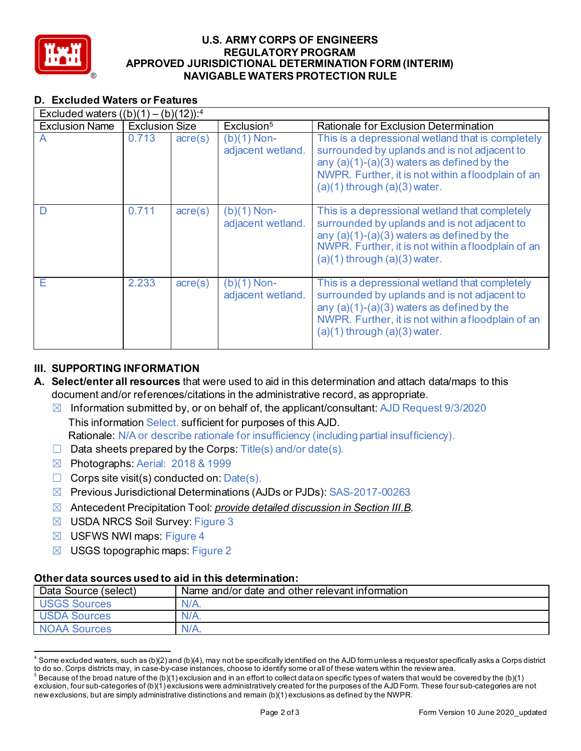# U.S. ARMY CORPS OF ENGINEERS
## REGULATORY PROGRAM
## APPROVED JURISDICTIONAL DETERMINATION FORM (INTERIM)
## NAVIGABLE WATERS PROTECTION RULE

### D. Excluded Waters or Features

| Excluded waters ((b)(1) – (b)(12)):[4] | | | | |
|---|---|---|---|---|
| Exclusion Name | Exclusion Size | | Exclusion[5] | Rationale for Exclusion Determination |
| A | 0.713 | acre(s) | (b)(1) Non-adjacent wetland. | This is a depressional wetland that is completely surrounded by uplands and is not adjacent to any (a)(1)-(a)(3) waters as defined by the NWPR. Further, it is not within a floodplain of an (a)(1) through (a)(3) water. |
| D | 0.711 | acre(s) | (b)(1) Non-adjacent wetland. | This is a depressional wetland that completely surrounded by uplands and is not adjacent to any (a)(1)-(a)(3) waters as defined by the NWPR. Further, it is not within a floodplain of an (a)(1) through (a)(3) water. |
| E | 2.233 | acre(s) | (b)(1) Non-adjacent wetland. | This is a depressional wetland that completely surrounded by uplands and is not adjacent to any (a)(1)-(a)(3) waters as defined by the NWPR. Further, it is not within a floodplain of an (a)(1) through (a)(3) water. |

## III. SUPPORTING INFORMATION

**A. Select/enter all resources** that were used to aid in this determination and attach data/maps to this document and/or references/citations in the administrative record, as appropriate.

- ☒ Information submitted by, or on behalf of, the applicant/consultant: AJD Request 9/3/2020
  This information Select. sufficient for purposes of this AJD.
  Rationale: N/A or describe rationale for insufficiency (including partial insufficiency).
- ☐ Data sheets prepared by the Corps: Title(s) and/or date(s).
- ☒ Photographs: Aerial: 2018 & 1999
- ☐ Corps site visit(s) conducted on: Date(s).
- ☒ Previous Jurisdictional Determinations (AJDs or PJDs): SAS-2017-00263
- ☒ Antecedent Precipitation Tool: *provide detailed discussion in Section III.B*.
- ☒ USDA NRCS Soil Survey: Figure 3
- ☒ USFWS NWI maps: Figure 4
- ☒ USGS topographic maps: Figure 2

### Other data sources used to aid in this determination:

| Data Source (select) | Name and/or date and other relevant information |
|---|---|
| USGS Sources | N/A. |
| USDA Sources | N/A. |
| NOAA Sources | N/A. |

[4] Some excluded waters, such as (b)(2) and (b)(4), may not be specifically identified on the AJD form unless a requestor specifically asks a Corps district to do so. Corps districts may, in case-by-case instances, choose to identify some or all of these waters within the review area.

[5] Because of the broad nature of the (b)(1) exclusion and in an effort to collect data on specific types of waters that would be covered by the (b)(1) exclusion, four sub-categories of (b)(1) exclusions were administratively created for the purposes of the AJD Form. These four sub-categories are not new exclusions, but are simply administrative distinctions and remain (b)(1) exclusions as defined by the NWPR.

Form Version 10 June 2020_updated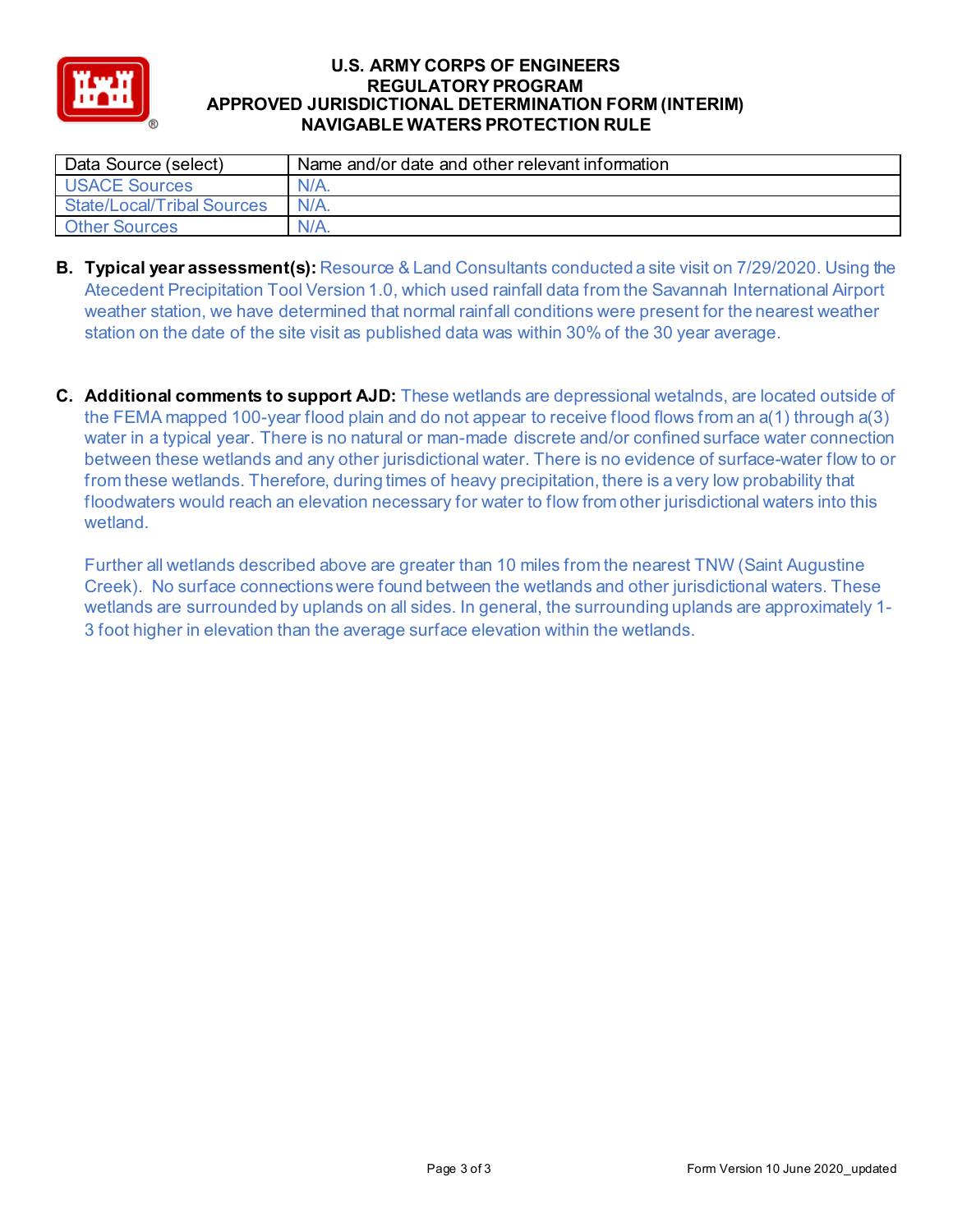# U.S. ARMY CORPS OF ENGINEERS
## REGULATORY PROGRAM
## APPROVED JURISDICTIONAL DETERMINATION FORM (INTERIM)
## NAVIGABLE WATERS PROTECTION RULE

| Data Source (select) | Name and/or date and other relevant information |
|---|---|
| USACE Sources | N/A. |
| State/Local/Tribal Sources | N/A. |
| Other Sources | N/A. |

**B. Typical year assessment(s):** Resource & Land Consultants conducted a site visit on 7/29/2020. Using the Atecedent Precipitation Tool Version 1.0, which used rainfall data from the Savannah International Airport weather station, we have determined that normal rainfall conditions were present for the nearest weather station on the date of the site visit as published data was within 30% of the 30 year average.

**C. Additional comments to support AJD:** These wetlands are depressional wetalnds, are located outside of the FEMA mapped 100-year flood plain and do not appear to receive flood flows from an a(1) through a(3) water in a typical year. There is no natural or man-made discrete and/or confined surface water connection between these wetlands and any other jurisdictional water. There is no evidence of surface-water flow to or from these wetlands. Therefore, during times of heavy precipitation, there is a very low probability that floodwaters would reach an elevation necessary for water to flow from other jurisdictional waters into this wetland.

Further all wetlands described above are greater than 10 miles from the nearest TNW (Saint Augustine Creek). No surface connections were found between the wetlands and other jurisdictional waters. These wetlands are surrounded by uplands on all sides. In general, the surrounding uplands are approximately 1-3 foot higher in elevation than the average surface elevation within the wetlands.